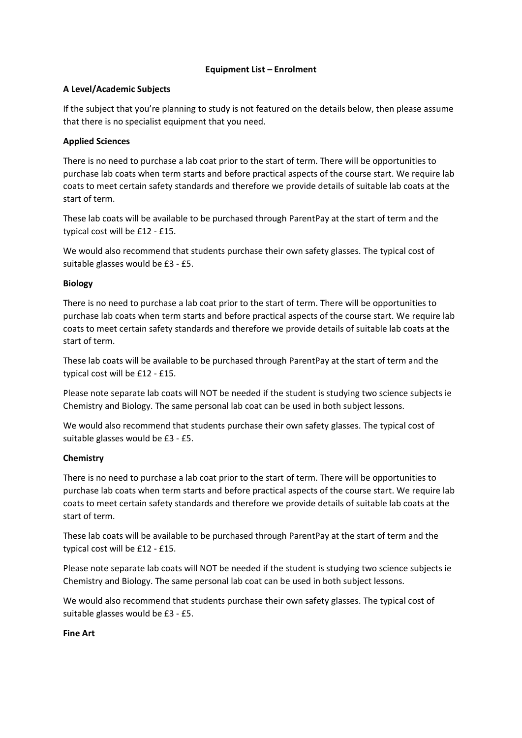# Equipment List – Enrolment

## A Level/Academic Subjects

If the subject that you're planning to study is not featured on the details below, then please assume that there is no specialist equipment that you need.

### Applied Sciences

There is no need to purchase a lab coat prior to the start of term. There will be opportunities to purchase lab coats when term starts and before practical aspects of the course start. We require lab coats to meet certain safety standards and therefore we provide details of suitable lab coats at the start of term.

These lab coats will be available to be purchased through ParentPay at the start of term and the typical cost will be £12 - £15.

We would also recommend that students purchase their own safety glasses. The typical cost of suitable glasses would be £3 - £5.

### Biology

There is no need to purchase a lab coat prior to the start of term. There will be opportunities to purchase lab coats when term starts and before practical aspects of the course start. We require lab coats to meet certain safety standards and therefore we provide details of suitable lab coats at the start of term.

These lab coats will be available to be purchased through ParentPay at the start of term and the typical cost will be £12 - £15.

Please note separate lab coats will NOT be needed if the student is studying two science subjects ie Chemistry and Biology. The same personal lab coat can be used in both subject lessons.

We would also recommend that students purchase their own safety glasses. The typical cost of suitable glasses would be £3 - £5.

### Chemistry

There is no need to purchase a lab coat prior to the start of term. There will be opportunities to purchase lab coats when term starts and before practical aspects of the course start. We require lab coats to meet certain safety standards and therefore we provide details of suitable lab coats at the start of term.

These lab coats will be available to be purchased through ParentPay at the start of term and the typical cost will be £12 - £15.

Please note separate lab coats will NOT be needed if the student is studying two science subjects ie Chemistry and Biology. The same personal lab coat can be used in both subject lessons.

We would also recommend that students purchase their own safety glasses. The typical cost of suitable glasses would be £3 - £5.

### Fine Art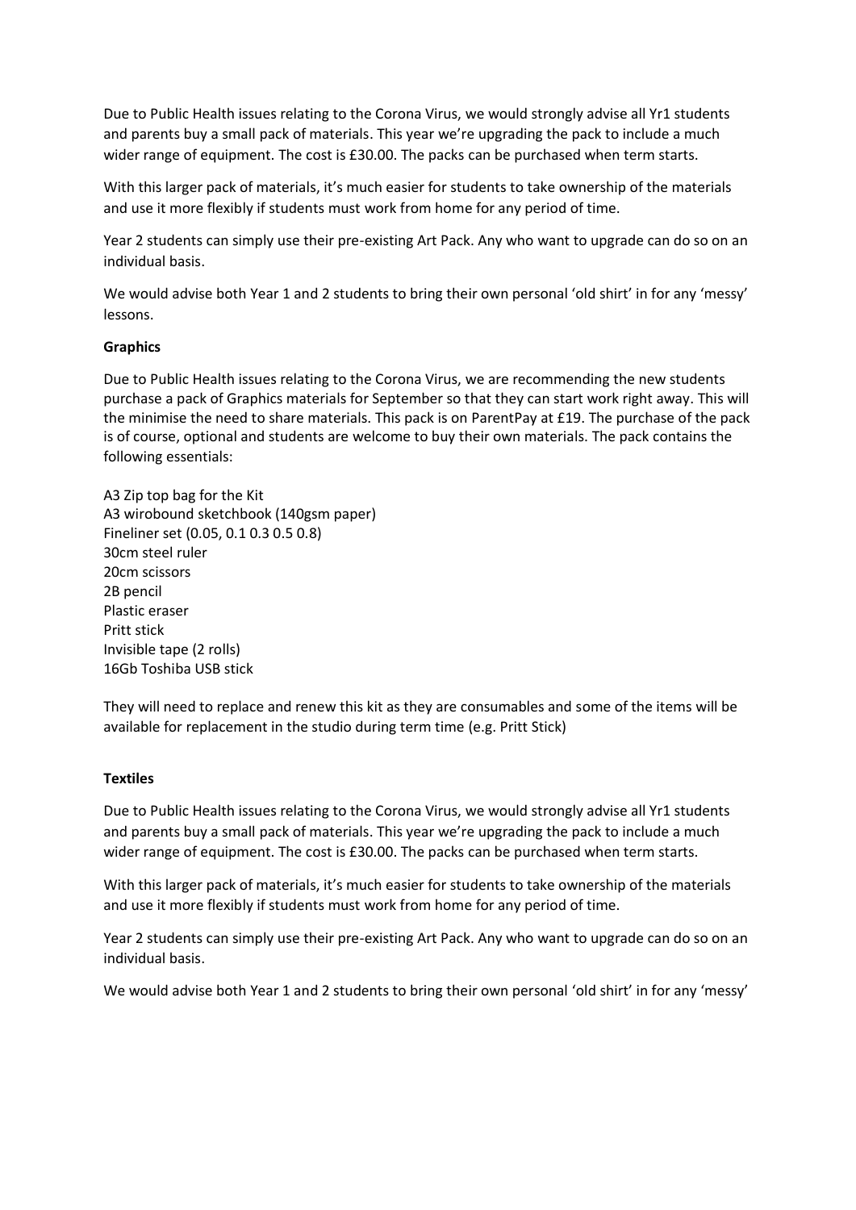Due to Public Health issues relating to the Corona Virus, we would strongly advise all Yr1 students and parents buy a small pack of materials. This year we're upgrading the pack to include a much wider range of equipment. The cost is £30.00. The packs can be purchased when term starts.

With this larger pack of materials, it's much easier for students to take ownership of the materials and use it more flexibly if students must work from home for any period of time.

Year 2 students can simply use their pre-existing Art Pack. Any who want to upgrade can do so on an individual basis.

We would advise both Year 1 and 2 students to bring their own personal 'old shirt' in for any 'messy' lessons.

**Graphics**

Due to Public Health issues relating to the Corona Virus, we are recommending the new students purchase a pack of Graphics materials for September so that they can start work right away. This will the minimise the need to share materials. This pack is on ParentPay at £19. The purchase of the pack is of course, optional and students are welcome to buy their own materials. The pack contains the following essentials:

A3 Zip top bag for the Kit
A3 wirobound sketchbook (140gsm paper)
Fineliner set (0.05, 0.1 0.3 0.5 0.8)
30cm steel ruler
20cm scissors
2B pencil
Plastic eraser
Pritt stick
Invisible tape (2 rolls)
16Gb Toshiba USB stick

They will need to replace and renew this kit as they are consumables and some of the items will be available for replacement in the studio during term time (e.g. Pritt Stick)

**Textiles**

Due to Public Health issues relating to the Corona Virus, we would strongly advise all Yr1 students and parents buy a small pack of materials. This year we're upgrading the pack to include a much wider range of equipment. The cost is £30.00. The packs can be purchased when term starts.

With this larger pack of materials, it's much easier for students to take ownership of the materials and use it more flexibly if students must work from home for any period of time.

Year 2 students can simply use their pre-existing Art Pack. Any who want to upgrade can do so on an individual basis.

We would advise both Year 1 and 2 students to bring their own personal 'old shirt' in for any 'messy'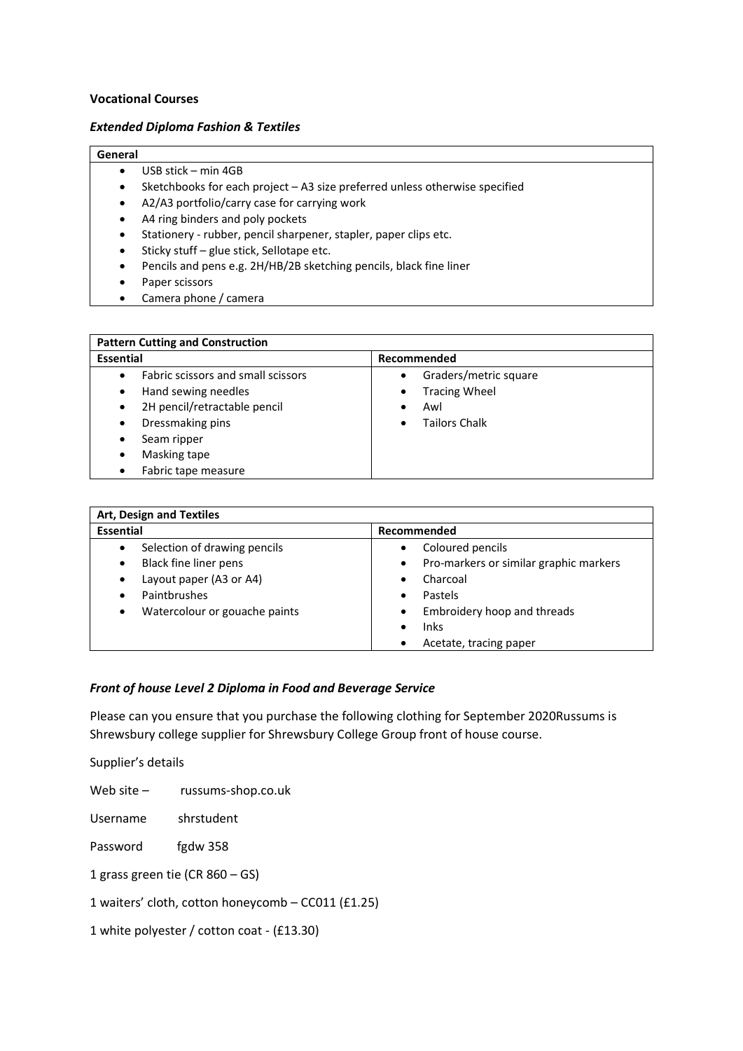**Vocational Courses**

***Extended Diploma Fashion & Textiles***

| **General** |
|---|
| • USB stick – min 4GB<br>• Sketchbooks for each project – A3 size preferred unless otherwise specified<br>• A2/A3 portfolio/carry case for carrying work<br>• A4 ring binders and poly pockets<br>• Stationery - rubber, pencil sharpener, stapler, paper clips etc.<br>• Sticky stuff – glue stick, Sellotape etc.<br>• Pencils and pens e.g. 2H/HB/2B sketching pencils, black fine liner<br>• Paper scissors<br>• Camera phone / camera |

| **Pattern Cutting and Construction** | |
|---|---|
| **Essential** | **Recommended** |
| • Fabric scissors and small scissors<br>• Hand sewing needles<br>• 2H pencil/retractable pencil<br>• Dressmaking pins<br>• Seam ripper<br>• Masking tape<br>• Fabric tape measure | • Graders/metric square<br>• Tracing Wheel<br>• Awl<br>• Tailors Chalk |

| **Art, Design and Textiles** | |
|---|---|
| **Essential** | **Recommended** |
| • Selection of drawing pencils<br>• Black fine liner pens<br>• Layout paper (A3 or A4)<br>• Paintbrushes<br>• Watercolour or gouache paints | • Coloured pencils<br>• Pro-markers or similar graphic markers<br>• Charcoal<br>• Pastels<br>• Embroidery hoop and threads<br>• Inks<br>• Acetate, tracing paper |

***Front of house Level 2 Diploma in Food and Beverage Service***

Please can you ensure that you purchase the following clothing for September 2020Russums is Shrewsbury college supplier for Shrewsbury College Group front of house course.

Supplier's details

Web site – russums-shop.co.uk

Username shrstudent

Password fgdw 358

1 grass green tie (CR 860 – GS)

1 waiters' cloth, cotton honeycomb – CC011 (£1.25)

1 white polyester / cotton coat - (£13.30)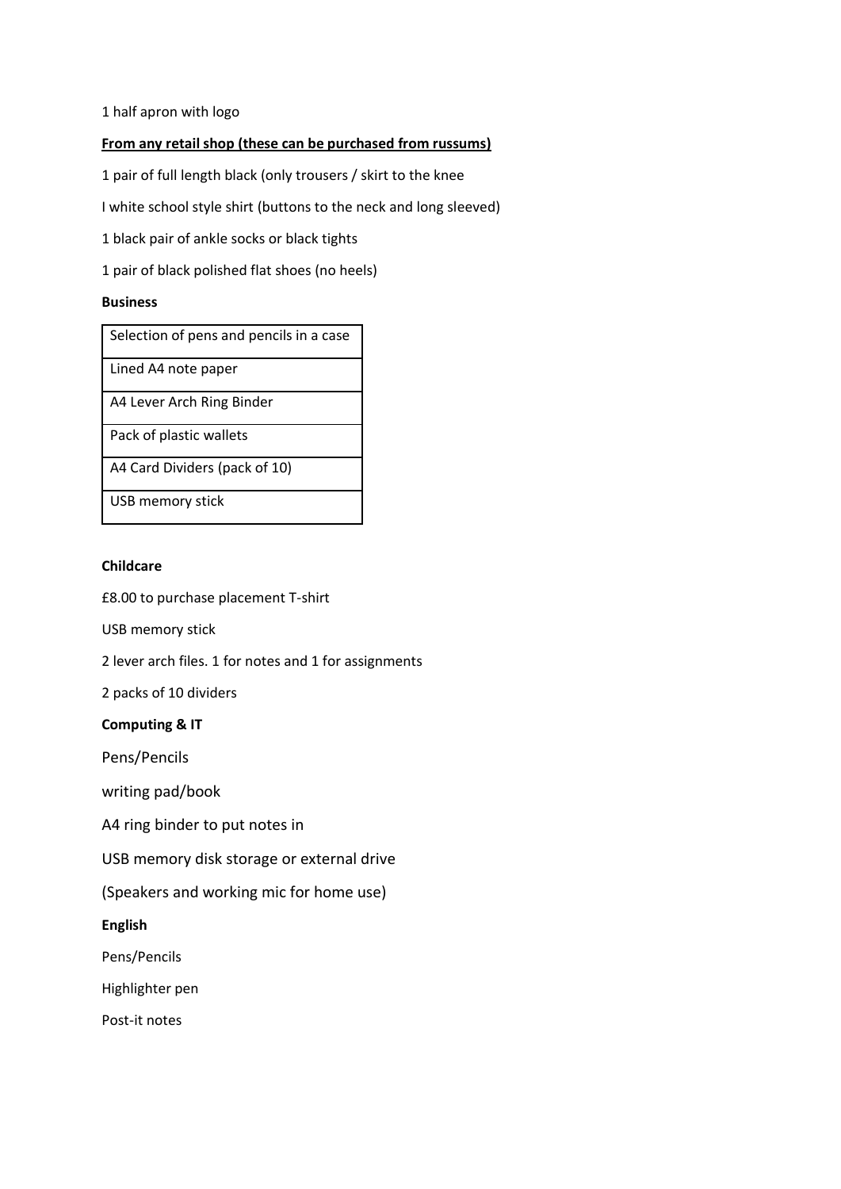1 half apron with logo

**From any retail shop (these can be purchased from russums)**

1 pair of full length black (only trousers / skirt to the knee

I white school style shirt (buttons to the neck and long sleeved)

1 black pair of ankle socks or black tights

1 pair of black polished flat shoes (no heels)

**Business**

| Selection of pens and pencils in a case |
|---|
| Lined A4 note paper |
| A4 Lever Arch Ring Binder |
| Pack of plastic wallets |
| A4 Card Dividers (pack of 10) |
| USB memory stick |

**Childcare**

£8.00 to purchase placement T-shirt

USB memory stick

2 lever arch files. 1 for notes and 1 for assignments

2 packs of 10 dividers

**Computing & IT**

Pens/Pencils

writing pad/book

A4 ring binder to put notes in

USB memory disk storage or external drive

(Speakers and working mic for home use)

**English**

Pens/Pencils

Highlighter pen

Post-it notes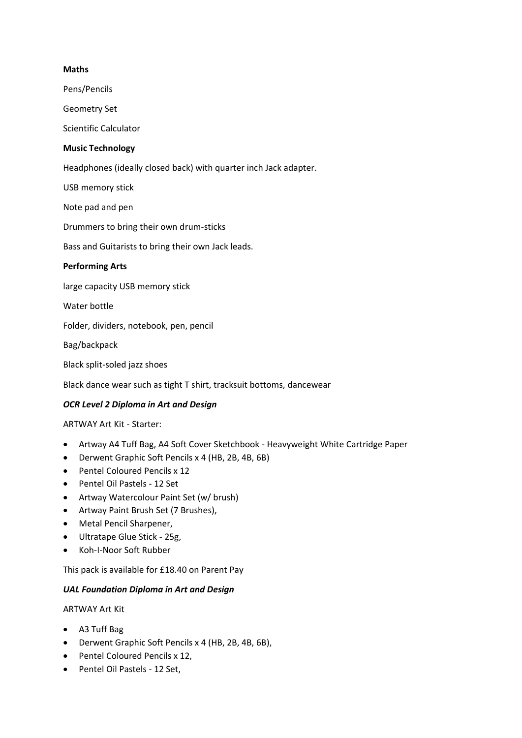**Maths**

Pens/Pencils

Geometry Set

Scientific Calculator

**Music Technology**

Headphones (ideally closed back) with quarter inch Jack adapter.

USB memory stick

Note pad and pen

Drummers to bring their own drum-sticks

Bass and Guitarists to bring their own Jack leads.

**Performing Arts**

large capacity USB memory stick

Water bottle

Folder, dividers, notebook, pen, pencil

Bag/backpack

Black split-soled jazz shoes

Black dance wear such as tight T shirt, tracksuit bottoms, dancewear

***OCR Level 2 Diploma in Art and Design***

ARTWAY Art Kit - Starter:

- Artway A4 Tuff Bag, A4 Soft Cover Sketchbook - Heavyweight White Cartridge Paper
- Derwent Graphic Soft Pencils x 4 (HB, 2B, 4B, 6B)
- Pentel Coloured Pencils x 12
- Pentel Oil Pastels - 12 Set
- Artway Watercolour Paint Set (w/ brush)
- Artway Paint Brush Set (7 Brushes),
- Metal Pencil Sharpener,
- Ultratape Glue Stick - 25g,
- Koh-I-Noor Soft Rubber

This pack is available for £18.40 on Parent Pay

***UAL Foundation Diploma in Art and Design***

ARTWAY Art Kit

- A3 Tuff Bag
- Derwent Graphic Soft Pencils x 4 (HB, 2B, 4B, 6B),
- Pentel Coloured Pencils x 12,
- Pentel Oil Pastels - 12 Set,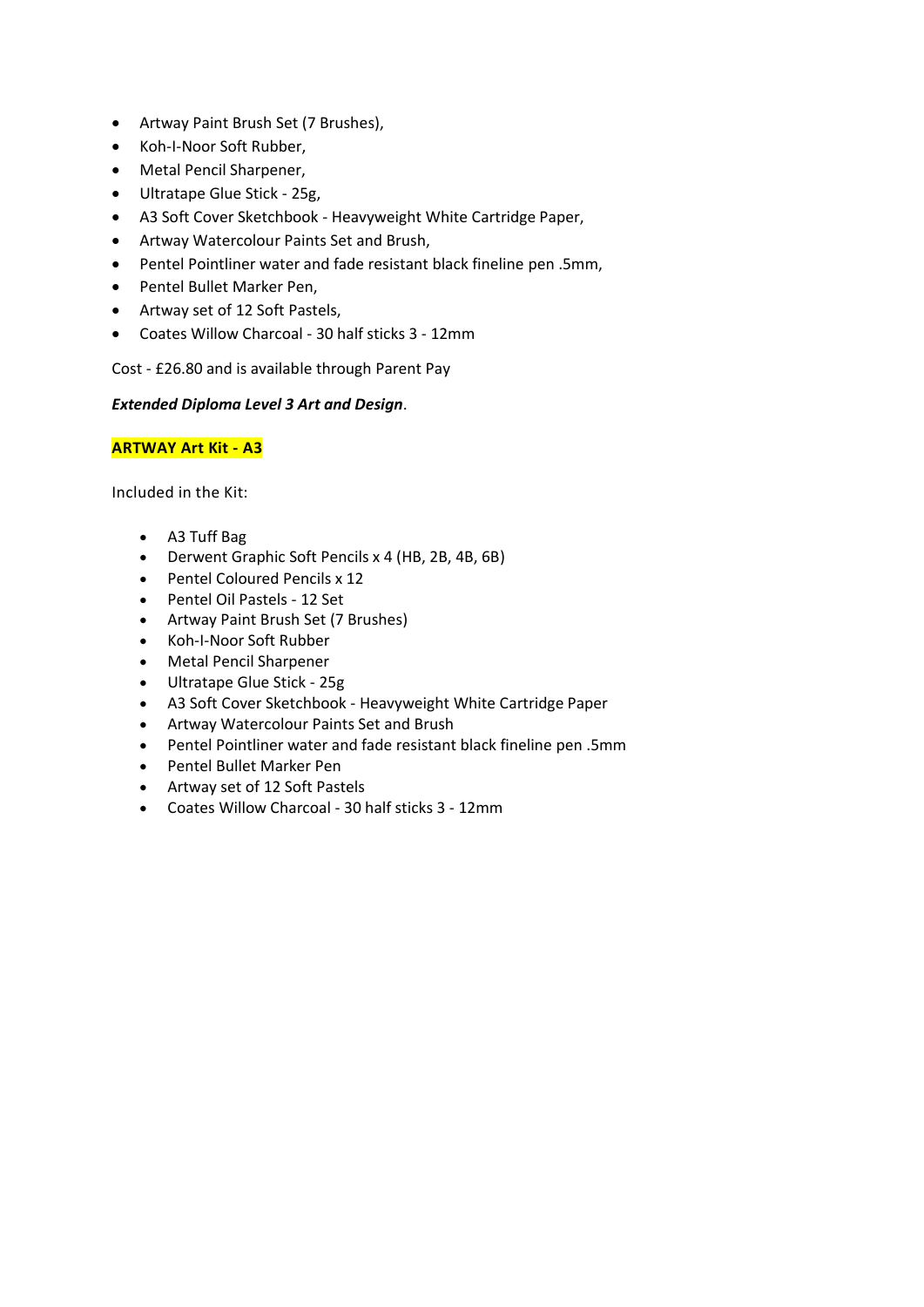- Artway Paint Brush Set (7 Brushes),
- Koh-I-Noor Soft Rubber,
- Metal Pencil Sharpener,
- Ultratape Glue Stick - 25g,
- A3 Soft Cover Sketchbook - Heavyweight White Cartridge Paper,
- Artway Watercolour Paints Set and Brush,
- Pentel Pointliner water and fade resistant black fineline pen .5mm,
- Pentel Bullet Marker Pen,
- Artway set of 12 Soft Pastels,
- Coates Willow Charcoal - 30 half sticks 3 - 12mm

Cost - £26.80 and is available through Parent Pay

***Extended Diploma Level 3 Art and Design***.

**ARTWAY Art Kit - A3**

Included in the Kit:

- A3 Tuff Bag
- Derwent Graphic Soft Pencils x 4 (HB, 2B, 4B, 6B)
- Pentel Coloured Pencils x 12
- Pentel Oil Pastels - 12 Set
- Artway Paint Brush Set (7 Brushes)
- Koh-I-Noor Soft Rubber
- Metal Pencil Sharpener
- Ultratape Glue Stick - 25g
- A3 Soft Cover Sketchbook - Heavyweight White Cartridge Paper
- Artway Watercolour Paints Set and Brush
- Pentel Pointliner water and fade resistant black fineline pen .5mm
- Pentel Bullet Marker Pen
- Artway set of 12 Soft Pastels
- Coates Willow Charcoal - 30 half sticks 3 - 12mm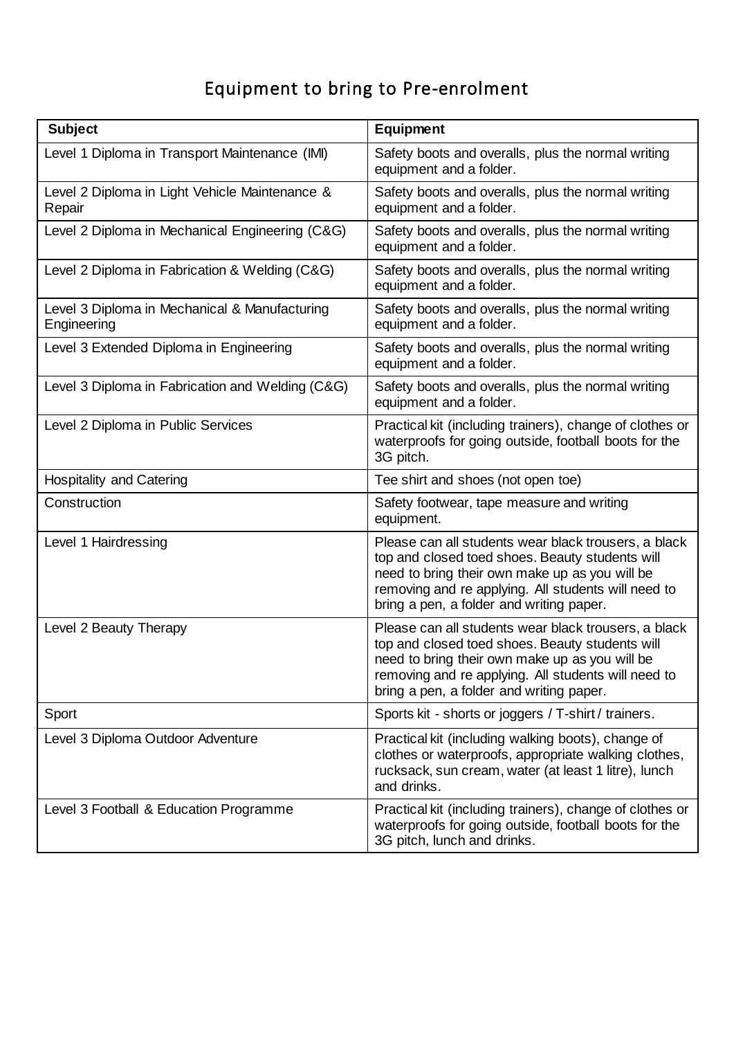# Equipment to bring to Pre-enrolment

| Subject | Equipment |
| --- | --- |
| Level 1 Diploma in Transport Maintenance (IMI) | Safety boots and overalls, plus the normal writing equipment and a folder. |
| Level 2 Diploma in Light Vehicle Maintenance & Repair | Safety boots and overalls, plus the normal writing equipment and a folder. |
| Level 2 Diploma in Mechanical Engineering (C&G) | Safety boots and overalls, plus the normal writing equipment and a folder. |
| Level 2 Diploma in Fabrication & Welding (C&G) | Safety boots and overalls, plus the normal writing equipment and a folder. |
| Level 3 Diploma in Mechanical & Manufacturing Engineering | Safety boots and overalls, plus the normal writing equipment and a folder. |
| Level 3 Extended Diploma in Engineering | Safety boots and overalls, plus the normal writing equipment and a folder. |
| Level 3 Diploma in Fabrication and Welding (C&G) | Safety boots and overalls, plus the normal writing equipment and a folder. |
| Level 2 Diploma in Public Services | Practical kit (including trainers), change of clothes or waterproofs for going outside, football boots for the 3G pitch. |
| Hospitality and Catering | Tee shirt and shoes (not open toe) |
| Construction | Safety footwear, tape measure and writing equipment. |
| Level 1 Hairdressing | Please can all students wear black trousers, a black top and closed toed shoes. Beauty students will need to bring their own make up as you will be removing and re applying. All students will need to bring a pen, a folder and writing paper. |
| Level 2 Beauty Therapy | Please can all students wear black trousers, a black top and closed toed shoes. Beauty students will need to bring their own make up as you will be removing and re applying. All students will need to bring a pen, a folder and writing paper. |
| Sport | Sports kit - shorts or joggers / T-shirt / trainers. |
| Level 3 Diploma Outdoor Adventure | Practical kit (including walking boots), change of clothes or waterproofs, appropriate walking clothes, rucksack, sun cream, water (at least 1 litre), lunch and drinks. |
| Level 3 Football & Education Programme | Practical kit (including trainers), change of clothes or waterproofs for going outside, football boots for the 3G pitch, lunch and drinks. |